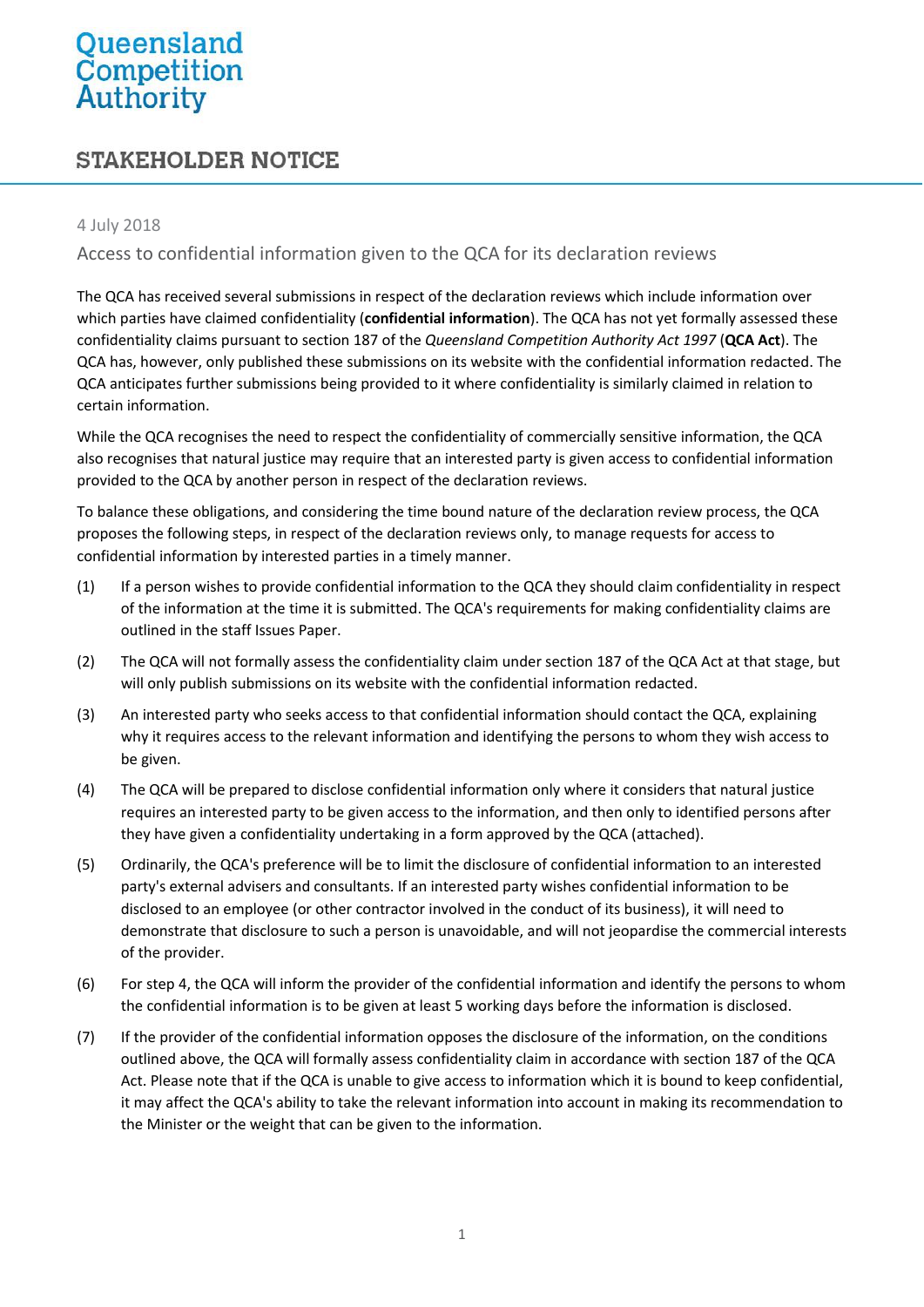Queensland Competition Authority

# STAKEHOLDER NOTICE

4 July 2018

## Access to confidential information given to the QCA for its declaration reviews

The QCA has received several submissions in respect of the declaration reviews which include information over which parties have claimed confidentiality (**confidential information**). The QCA has not yet formally assessed these confidentiality claims pursuant to section 187 of the *Queensland Competition Authority Act 1997* (**QCA Act**). The QCA has, however, only published these submissions on its website with the confidential information redacted. The QCA anticipates further submissions being provided to it where confidentiality is similarly claimed in relation to certain information.

While the QCA recognises the need to respect the confidentiality of commercially sensitive information, the QCA also recognises that natural justice may require that an interested party is given access to confidential information provided to the QCA by another person in respect of the declaration reviews.

To balance these obligations, and considering the time bound nature of the declaration review process, the QCA proposes the following steps, in respect of the declaration reviews only, to manage requests for access to confidential information by interested parties in a timely manner.

(1) If a person wishes to provide confidential information to the QCA they should claim confidentiality in respect of the information at the time it is submitted. The QCA's requirements for making confidentiality claims are outlined in the staff Issues Paper.

(2) The QCA will not formally assess the confidentiality claim under section 187 of the QCA Act at that stage, but will only publish submissions on its website with the confidential information redacted.

(3) An interested party who seeks access to that confidential information should contact the QCA, explaining why it requires access to the relevant information and identifying the persons to whom they wish access to be given.

(4) The QCA will be prepared to disclose confidential information only where it considers that natural justice requires an interested party to be given access to the information, and then only to identified persons after they have given a confidentiality undertaking in a form approved by the QCA (attached).

(5) Ordinarily, the QCA's preference will be to limit the disclosure of confidential information to an interested party's external advisers and consultants. If an interested party wishes confidential information to be disclosed to an employee (or other contractor involved in the conduct of its business), it will need to demonstrate that disclosure to such a person is unavoidable, and will not jeopardise the commercial interests of the provider.

(6) For step 4, the QCA will inform the provider of the confidential information and identify the persons to whom the confidential information is to be given at least 5 working days before the information is disclosed.

(7) If the provider of the confidential information opposes the disclosure of the information, on the conditions outlined above, the QCA will formally assess confidentiality claim in accordance with section 187 of the QCA Act. Please note that if the QCA is unable to give access to information which it is bound to keep confidential, it may affect the QCA's ability to take the relevant information into account in making its recommendation to the Minister or the weight that can be given to the information.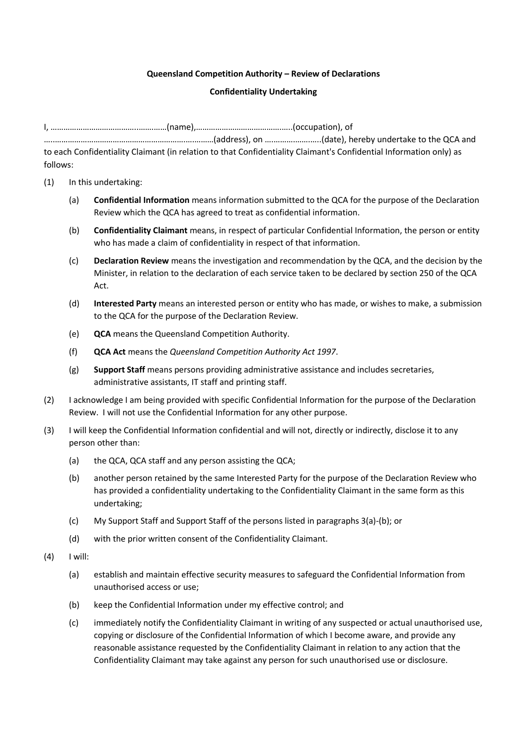**Queensland Competition Authority – Review of Declarations**

**Confidentiality Undertaking**

I, ……………………………….…..……….(name),……………………………………..(occupation), of …..………………………………………………………..……….(address), on ……………………..(date), hereby undertake to the QCA and to each Confidentiality Claimant (in relation to that Confidentiality Claimant's Confidential Information only) as follows:

(1) In this undertaking:

  (a) **Confidential Information** means information submitted to the QCA for the purpose of the Declaration Review which the QCA has agreed to treat as confidential information.

  (b) **Confidentiality Claimant** means, in respect of particular Confidential Information, the person or entity who has made a claim of confidentiality in respect of that information.

  (c) **Declaration Review** means the investigation and recommendation by the QCA, and the decision by the Minister, in relation to the declaration of each service taken to be declared by section 250 of the QCA Act.

  (d) **Interested Party** means an interested person or entity who has made, or wishes to make, a submission to the QCA for the purpose of the Declaration Review.

  (e) **QCA** means the Queensland Competition Authority.

  (f) **QCA Act** means the *Queensland Competition Authority Act 1997*.

  (g) **Support Staff** means persons providing administrative assistance and includes secretaries, administrative assistants, IT staff and printing staff.

(2) I acknowledge I am being provided with specific Confidential Information for the purpose of the Declaration Review. I will not use the Confidential Information for any other purpose.

(3) I will keep the Confidential Information confidential and will not, directly or indirectly, disclose it to any person other than:

  (a) the QCA, QCA staff and any person assisting the QCA;

  (b) another person retained by the same Interested Party for the purpose of the Declaration Review who has provided a confidentiality undertaking to the Confidentiality Claimant in the same form as this undertaking;

  (c) My Support Staff and Support Staff of the persons listed in paragraphs 3(a)-(b); or

  (d) with the prior written consent of the Confidentiality Claimant.

(4) I will:

  (a) establish and maintain effective security measures to safeguard the Confidential Information from unauthorised access or use;

  (b) keep the Confidential Information under my effective control; and

  (c) immediately notify the Confidentiality Claimant in writing of any suspected or actual unauthorised use, copying or disclosure of the Confidential Information of which I become aware, and provide any reasonable assistance requested by the Confidentiality Claimant in relation to any action that the Confidentiality Claimant may take against any person for such unauthorised use or disclosure.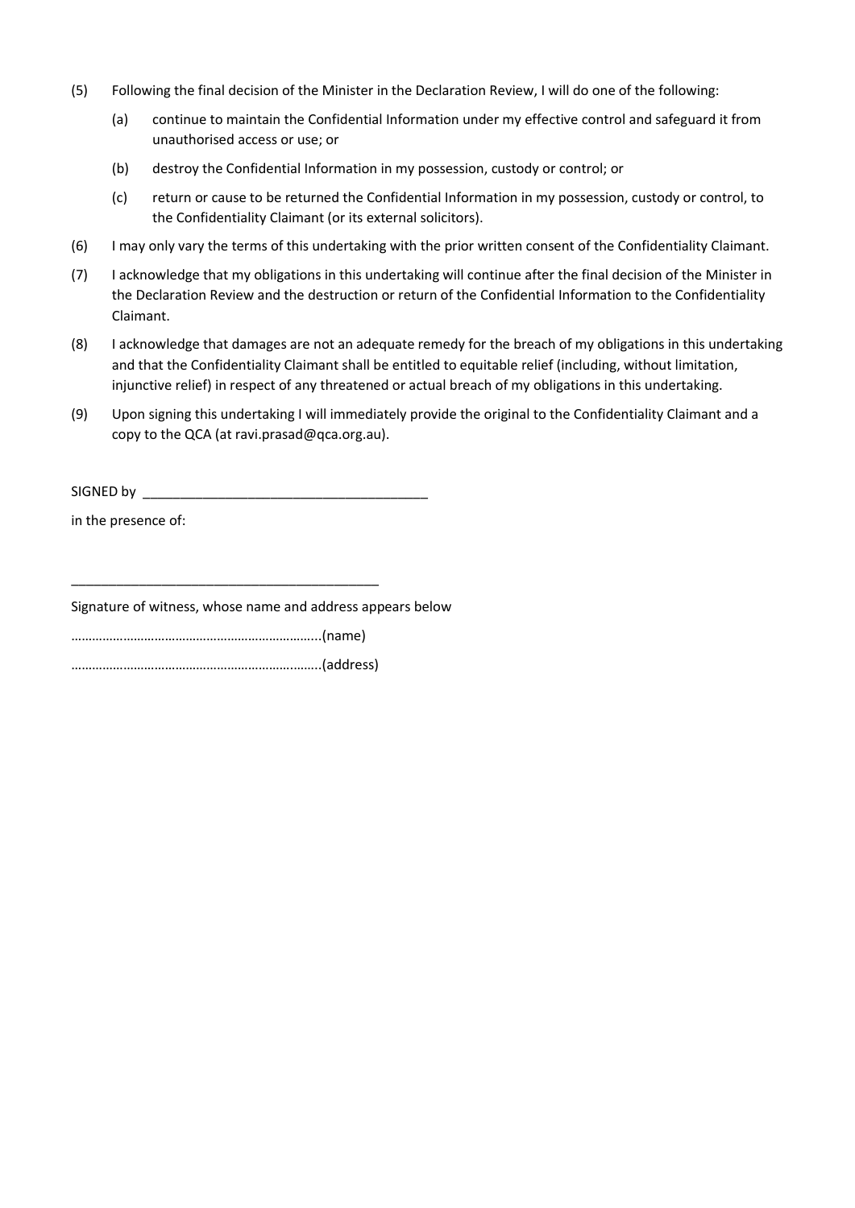(5) Following the final decision of the Minister in the Declaration Review, I will do one of the following:

  (a) continue to maintain the Confidential Information under my effective control and safeguard it from unauthorised access or use; or

  (b) destroy the Confidential Information in my possession, custody or control; or

  (c) return or cause to be returned the Confidential Information in my possession, custody or control, to the Confidentiality Claimant (or its external solicitors).

(6) I may only vary the terms of this undertaking with the prior written consent of the Confidentiality Claimant.

(7) I acknowledge that my obligations in this undertaking will continue after the final decision of the Minister in the Declaration Review and the destruction or return of the Confidential Information to the Confidentiality Claimant.

(8) I acknowledge that damages are not an adequate remedy for the breach of my obligations in this undertaking and that the Confidentiality Claimant shall be entitled to equitable relief (including, without limitation, injunctive relief) in respect of any threatened or actual breach of my obligations in this undertaking.

(9) Upon signing this undertaking I will immediately provide the original to the Confidentiality Claimant and a copy to the QCA (at ravi.prasad@qca.org.au).

SIGNED by ______________________________________

in the presence of:

__________________________________________

Signature of witness, whose name and address appears below

……………………………………………………………..(name)

……………………………………………………………..(address)